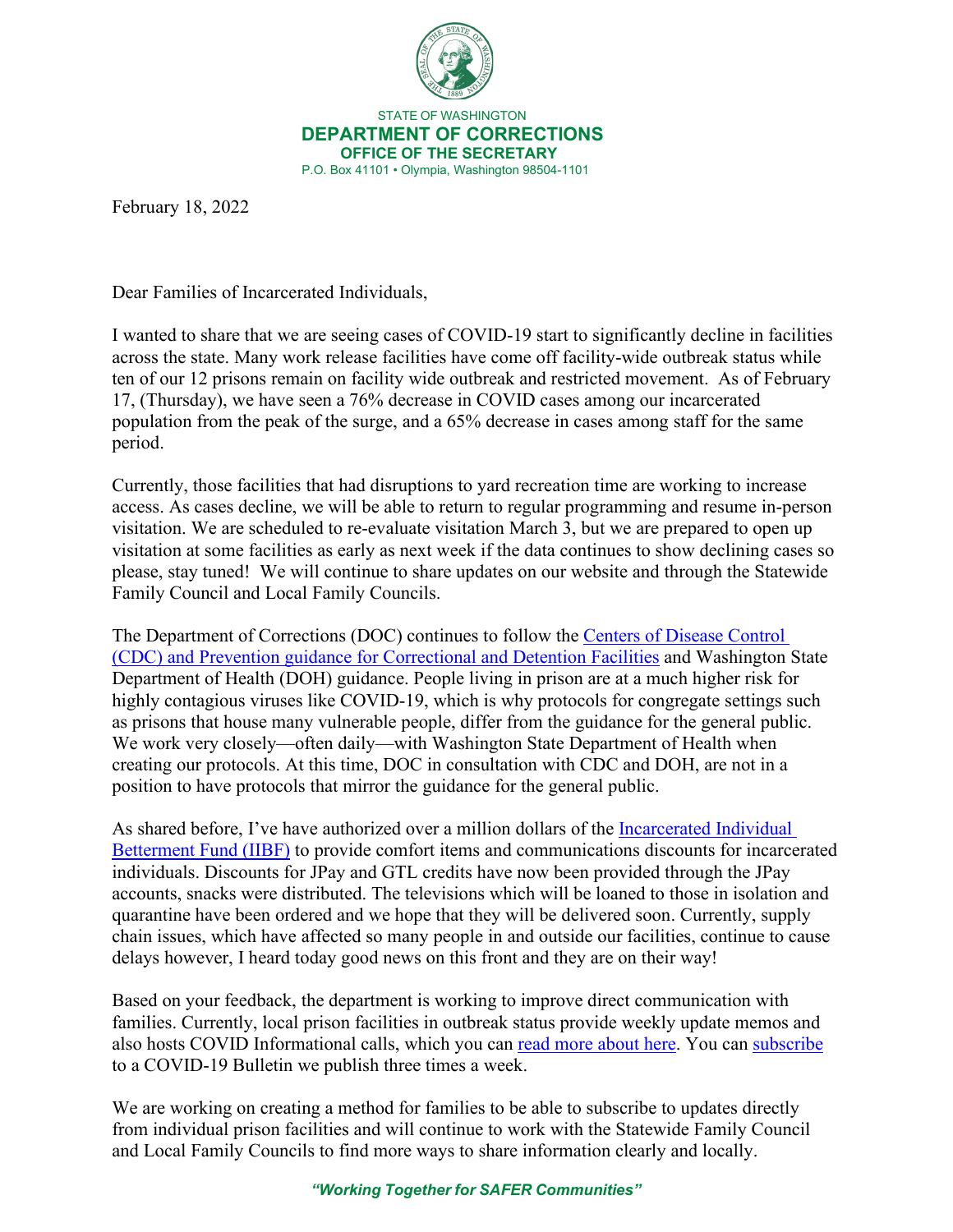STATE OF WASHINGTON

**DEPARTMENT OF CORRECTIONS**

**OFFICE OF THE SECRETARY**

P.O. Box 41101 • Olympia, Washington 98504-1101

February 18, 2022

Dear Families of Incarcerated Individuals,

I wanted to share that we are seeing cases of COVID-19 start to significantly decline in facilities across the state. Many work release facilities have come off facility-wide outbreak status while ten of our 12 prisons remain on facility wide outbreak and restricted movement. As of February 17, (Thursday), we have seen a 76% decrease in COVID cases among our incarcerated population from the peak of the surge, and a 65% decrease in cases among staff for the same period.

Currently, those facilities that had disruptions to yard recreation time are working to increase access. As cases decline, we will be able to return to regular programming and resume in-person visitation. We are scheduled to re-evaluate visitation March 3, but we are prepared to open up visitation at some facilities as early as next week if the data continues to show declining cases so please, stay tuned! We will continue to share updates on our website and through the Statewide Family Council and Local Family Councils.

The Department of Corrections (DOC) continues to follow the Centers of Disease Control (CDC) and Prevention guidance for Correctional and Detention Facilities and Washington State Department of Health (DOH) guidance. People living in prison are at a much higher risk for highly contagious viruses like COVID-19, which is why protocols for congregate settings such as prisons that house many vulnerable people, differ from the guidance for the general public. We work very closely—often daily—with Washington State Department of Health when creating our protocols. At this time, DOC in consultation with CDC and DOH, are not in a position to have protocols that mirror the guidance for the general public.

As shared before, I've have authorized over a million dollars of the Incarcerated Individual Betterment Fund (IIBF) to provide comfort items and communications discounts for incarcerated individuals. Discounts for JPay and GTL credits have now been provided through the JPay accounts, snacks were distributed. The televisions which will be loaned to those in isolation and quarantine have been ordered and we hope that they will be delivered soon. Currently, supply chain issues, which have affected so many people in and outside our facilities, continue to cause delays however, I heard today good news on this front and they are on their way!

Based on your feedback, the department is working to improve direct communication with families. Currently, local prison facilities in outbreak status provide weekly update memos and also hosts COVID Informational calls, which you can read more about here. You can subscribe to a COVID-19 Bulletin we publish three times a week.

We are working on creating a method for families to be able to subscribe to updates directly from individual prison facilities and will continue to work with the Statewide Family Council and Local Family Councils to find more ways to share information clearly and locally.

*"Working Together for SAFER Communities"*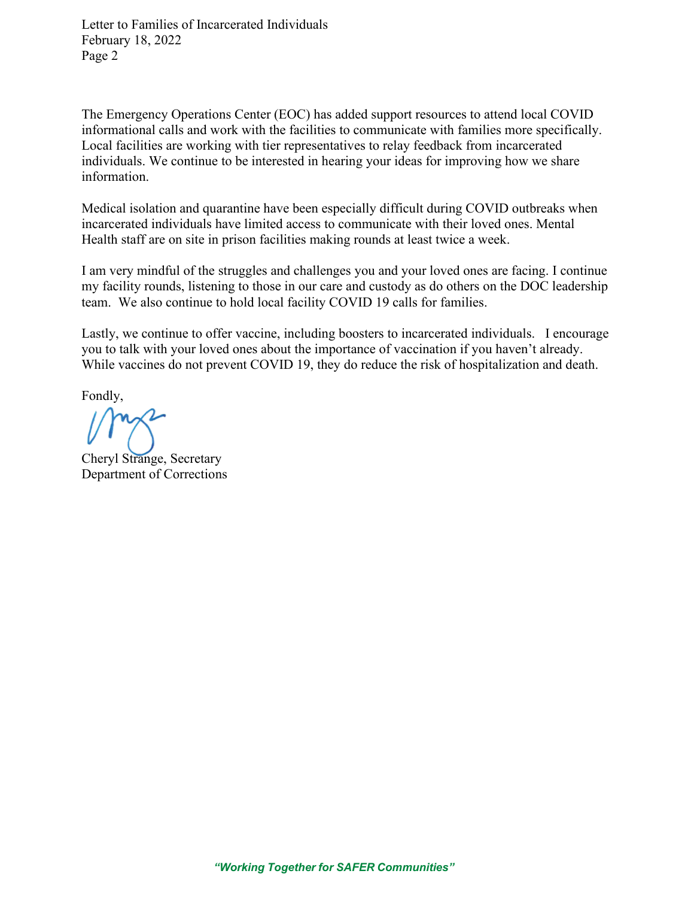The Emergency Operations Center (EOC) has added support resources to attend local COVID informational calls and work with the facilities to communicate with families more specifically. Local facilities are working with tier representatives to relay feedback from incarcerated individuals. We continue to be interested in hearing your ideas for improving how we share information.

Medical isolation and quarantine have been especially difficult during COVID outbreaks when incarcerated individuals have limited access to communicate with their loved ones. Mental Health staff are on site in prison facilities making rounds at least twice a week.

I am very mindful of the struggles and challenges you and your loved ones are facing. I continue my facility rounds, listening to those in our care and custody as do others on the DOC leadership team. We also continue to hold local facility COVID 19 calls for families.

Lastly, we continue to offer vaccine, including boosters to incarcerated individuals. I encourage you to talk with your loved ones about the importance of vaccination if you haven't already. While vaccines do not prevent COVID 19, they do reduce the risk of hospitalization and death.

Fondly,

Cheryl Strange, Secretary
Department of Corrections

***"Working Together for SAFER Communities"***